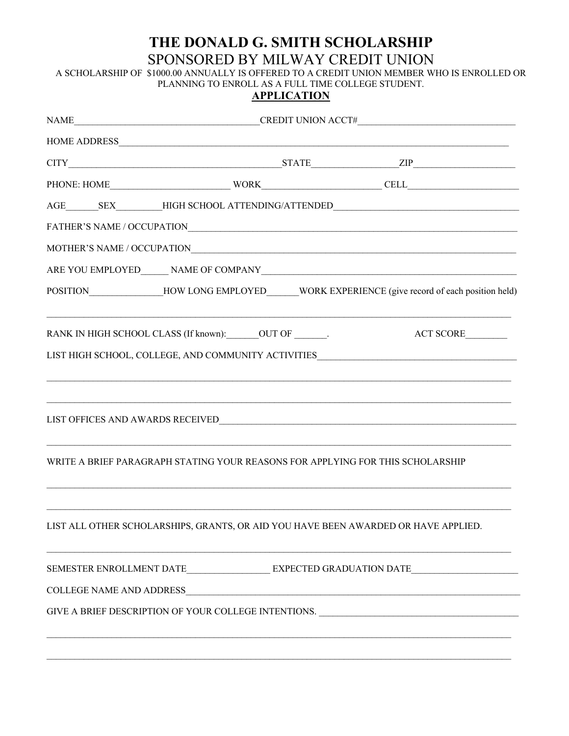# THE DONALD G. SMITH SCHOLARSHIP

## SPONSORED BY MILWAY CREDIT UNION

A SCHOLARSHIP OF $1000.00 ANNUALLY IS OFFERED TO A CREDIT UNION MEMBER WHO IS ENROLLED OR PLANNING TO ENROLL AS A FULL TIME COLLEGE STUDENT.

**APPLICATION**

NAME_______________________________________CREDIT UNION ACCT#_________________________________

HOME ADDRESS__________________________________________________________________________________

CITY_______________________________________________STATE__________________ZIP_____________________

PHONE: HOME_________________________ WORK_________________________ CELL________________________

AGE_______SEX__________HIGH SCHOOL ATTENDING/ATTENDED_______________________________________

FATHER'S NAME / OCCUPATION__________________________________________________________________

MOTHER'S NAME / OCCUPATION_________________________________________________________________

ARE YOU EMPLOYED______ NAME OF COMPANY____________________________________________________

POSITION_______________HOW LONG EMPLOYED_______WORK EXPERIENCE (give record of each position held)

_____________________________________________________________________________________________

RANK IN HIGH SCHOOL CLASS (If known):_______OUT OF _______.                    ACT SCORE_________

LIST HIGH SCHOOL, COLLEGE, AND COMMUNITY ACTIVITIES___________________________________________

_____________________________________________________________________________________________

_____________________________________________________________________________________________

LIST OFFICES AND AWARDS RECEIVED_____________________________________________________________

_____________________________________________________________________________________________

WRITE A BRIEF PARAGRAPH STATING YOUR REASONS FOR APPLYING FOR THIS SCHOLARSHIP

_____________________________________________________________________________________________

_____________________________________________________________________________________________

LIST ALL OTHER SCHOLARSHIPS, GRANTS, OR AID YOU HAVE BEEN AWARDED OR HAVE APPLIED.

_____________________________________________________________________________________________

SEMESTER ENROLLMENT DATE_________________ EXPECTED GRADUATION DATE______________________

COLLEGE NAME AND ADDRESS_____________________________________________________________________

GIVE A BRIEF DESCRIPTION OF YOUR COLLEGE INTENTIONS. ___________________________________________

_____________________________________________________________________________________________

_____________________________________________________________________________________________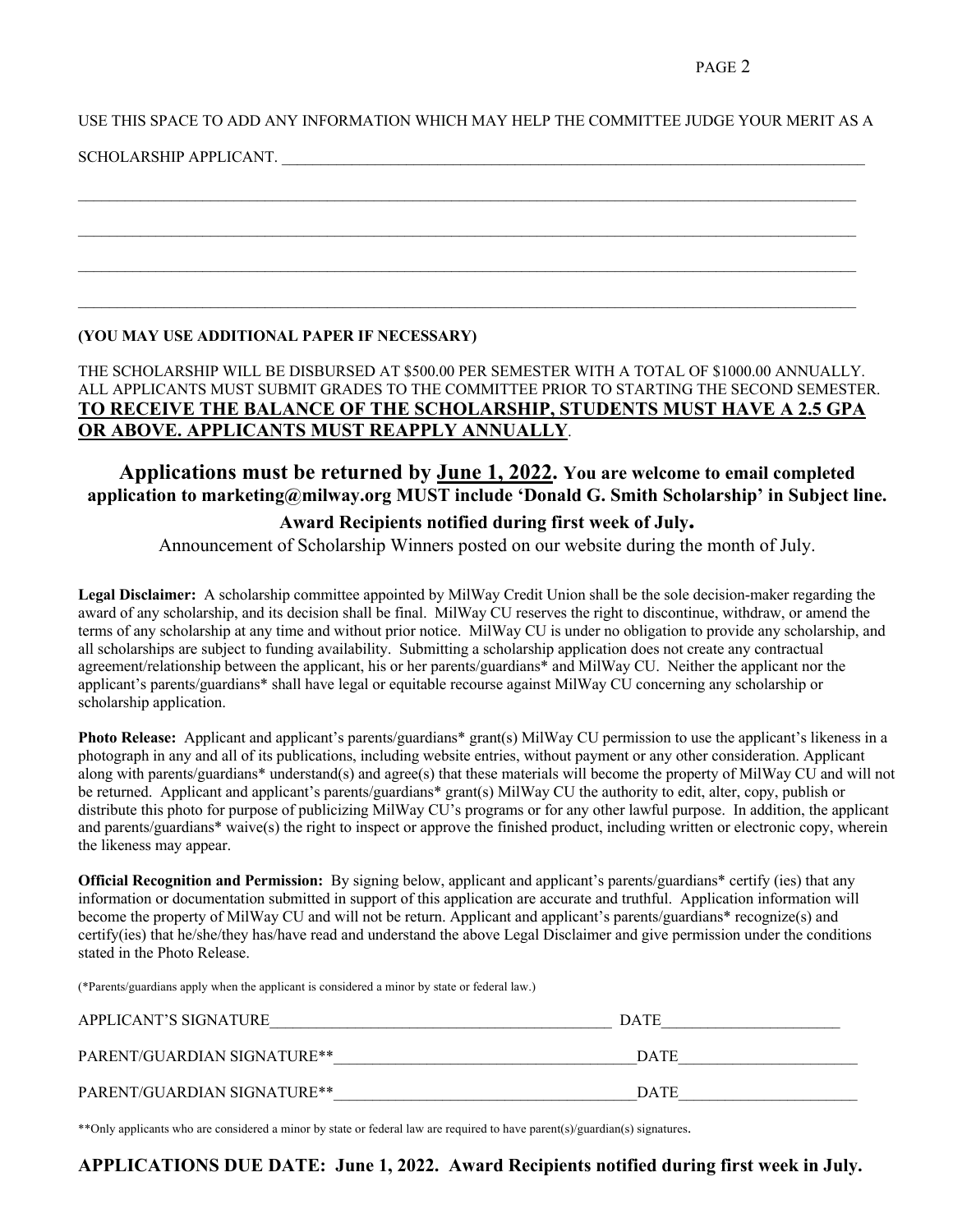USE THIS SPACE TO ADD ANY INFORMATION WHICH MAY HELP THE COMMITTEE JUDGE YOUR MERIT AS A SCHOLARSHIP APPLICANT. ____________________________________________________________________________

____________________________________________________________________________________________________

____________________________________________________________________________________________________

____________________________________________________________________________________________________

____________________________________________________________________________________________________

**(YOU MAY USE ADDITIONAL PAPER IF NECESSARY)**

THE SCHOLARSHIP WILL BE DISBURSED AT $500.00 PER SEMESTER WITH A TOTAL OF $1000.00 ANNUALLY. ALL APPLICANTS MUST SUBMIT GRADES TO THE COMMITTEE PRIOR TO STARTING THE SECOND SEMESTER. **TO RECEIVE THE BALANCE OF THE SCHOLARSHIP, STUDENTS MUST HAVE A 2.5 GPA OR ABOVE. APPLICANTS MUST REAPPLY ANNUALLY**.

**Applications must be returned by June 1, 2022. You are welcome to email completed application to marketing@milway.org MUST include 'Donald G. Smith Scholarship' in Subject line.**

**Award Recipients notified during first week of July.**

Announcement of Scholarship Winners posted on our website during the month of July.

**Legal Disclaimer:** A scholarship committee appointed by MilWay Credit Union shall be the sole decision-maker regarding the award of any scholarship, and its decision shall be final. MilWay CU reserves the right to discontinue, withdraw, or amend the terms of any scholarship at any time and without prior notice. MilWay CU is under no obligation to provide any scholarship, and all scholarships are subject to funding availability. Submitting a scholarship application does not create any contractual agreement/relationship between the applicant, his or her parents/guardians* and MilWay CU. Neither the applicant nor the applicant's parents/guardians* shall have legal or equitable recourse against MilWay CU concerning any scholarship or scholarship application.

**Photo Release:** Applicant and applicant's parents/guardians* grant(s) MilWay CU permission to use the applicant's likeness in a photograph in any and all of its publications, including website entries, without payment or any other consideration. Applicant along with parents/guardians* understand(s) and agree(s) that these materials will become the property of MilWay CU and will not be returned. Applicant and applicant's parents/guardians* grant(s) MilWay CU the authority to edit, alter, copy, publish or distribute this photo for purpose of publicizing MilWay CU's programs or for any other lawful purpose. In addition, the applicant and parents/guardians* waive(s) the right to inspect or approve the finished product, including written or electronic copy, wherein the likeness may appear.

**Official Recognition and Permission:** By signing below, applicant and applicant's parents/guardians* certify (ies) that any information or documentation submitted in support of this application are accurate and truthful. Application information will become the property of MilWay CU and will not be return. Applicant and applicant's parents/guardians* recognize(s) and certify(ies) that he/she/they has/have read and understand the above Legal Disclaimer and give permission under the conditions stated in the Photo Release.

(*Parents/guardians apply when the applicant is considered a minor by state or federal law.)

APPLICANT'S SIGNATURE_____________________________________________ DATE_______________________

PARENT/GUARDIAN SIGNATURE**_______________________________________DATE_______________________

PARENT/GUARDIAN SIGNATURE**_______________________________________DATE_______________________

**Only applicants who are considered a minor by state or federal law are required to have parent(s)/guardian(s) signatures.

**APPLICATIONS DUE DATE: June 1, 2022. Award Recipients notified during first week in July.**